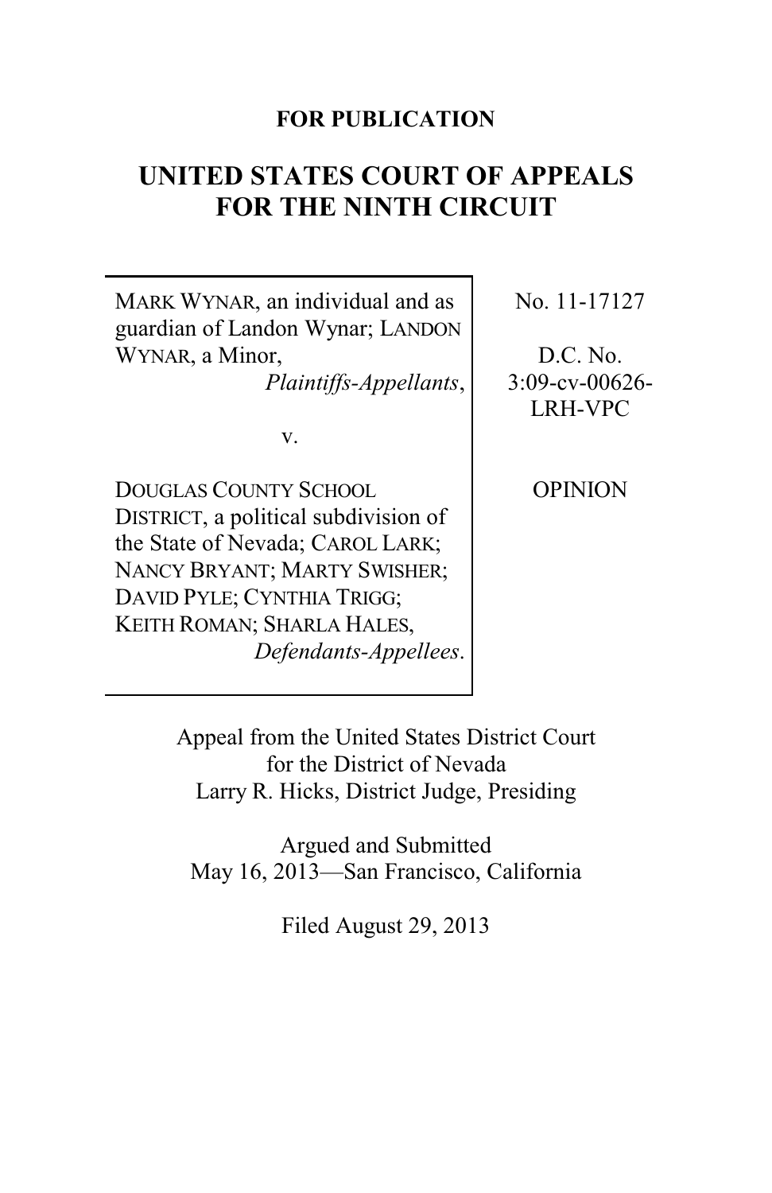**FOR PUBLICATION**

# UNITED STATES COURT OF APPEALS FOR THE NINTH CIRCUIT

| | |
|---|---|
| MARK WYNAR, an individual and as guardian of Landon Wynar; LANDON WYNAR, a Minor, *Plaintiffs-Appellants*, v. DOUGLAS COUNTY SCHOOL DISTRICT, a political subdivision of the State of Nevada; CAROL LARK; NANCY BRYANT; MARTY SWISHER; DAVID PYLE; CYNTHIA TRIGG; KEITH ROMAN; SHARLA HALES, *Defendants-Appellees*. | No. 11-17127<br><br>D.C. No. 3:09-cv-00626-LRH-VPC<br><br>OPINION |

Appeal from the United States District Court for the District of Nevada
Larry R. Hicks, District Judge, Presiding

Argued and Submitted
May 16, 2013—San Francisco, California

Filed August 29, 2013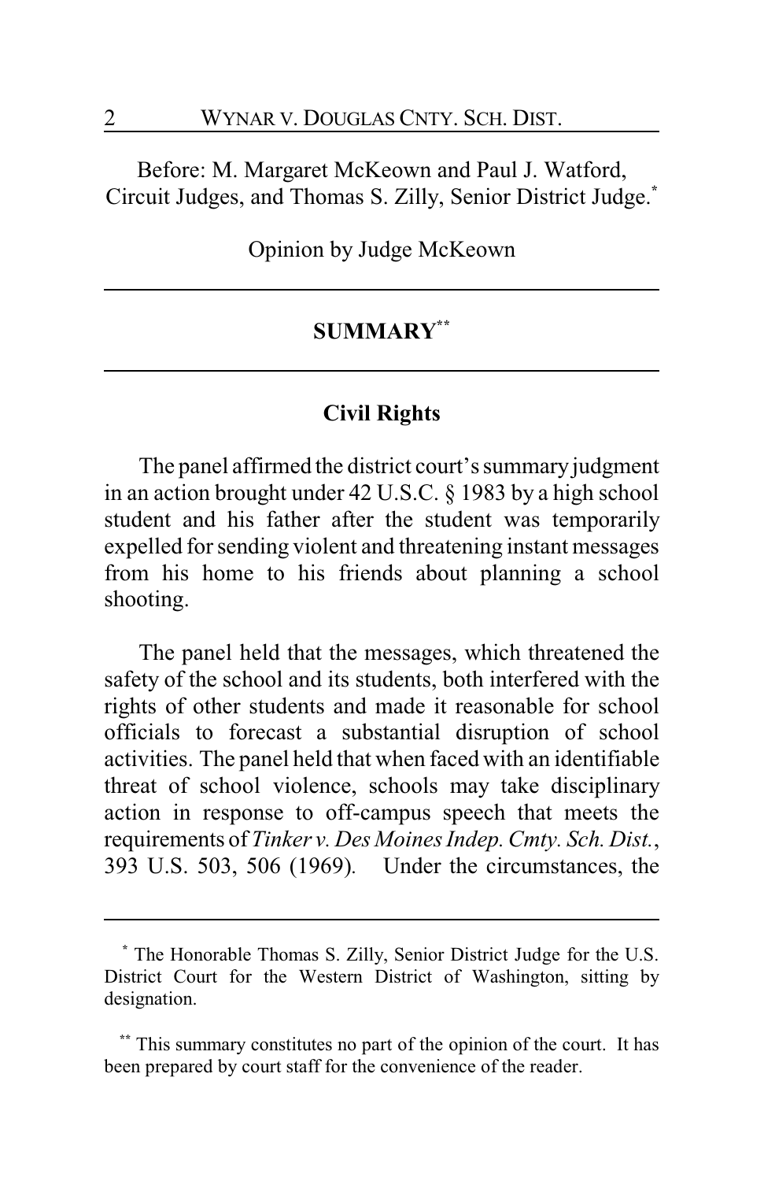Before: M. Margaret McKeown and Paul J. Watford, Circuit Judges, and Thomas S. Zilly, Senior District Judge.*

Opinion by Judge McKeown

## SUMMARY**

### Civil Rights

The panel affirmed the district court's summary judgment in an action brought under 42 U.S.C. § 1983 by a high school student and his father after the student was temporarily expelled for sending violent and threatening instant messages from his home to his friends about planning a school shooting.

The panel held that the messages, which threatened the safety of the school and its students, both interfered with the rights of other students and made it reasonable for school officials to forecast a substantial disruption of school activities. The panel held that when faced with an identifiable threat of school violence, schools may take disciplinary action in response to off-campus speech that meets the requirements of *Tinker v. Des Moines Indep. Cmty. Sch. Dist.*, 393 U.S. 503, 506 (1969). Under the circumstances, the

---

* The Honorable Thomas S. Zilly, Senior District Judge for the U.S. District Court for the Western District of Washington, sitting by designation.

** This summary constitutes no part of the opinion of the court. It has been prepared by court staff for the convenience of the reader.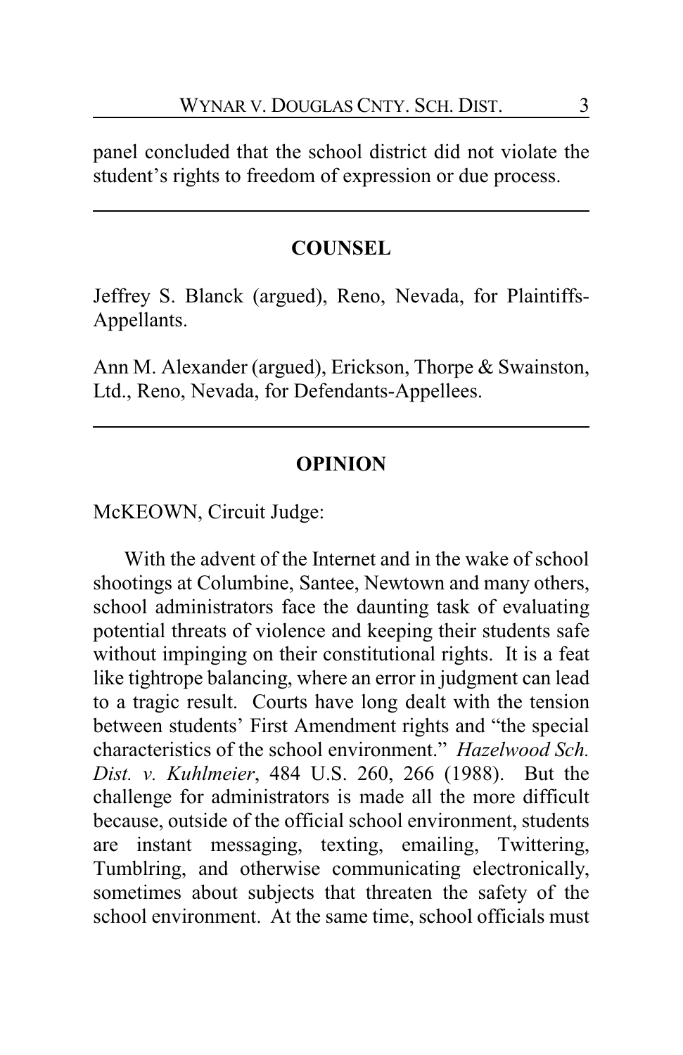panel concluded that the school district did not violate the student's rights to freedom of expression or due process.

## COUNSEL

Jeffrey S. Blanck (argued), Reno, Nevada, for Plaintiffs-Appellants.

Ann M. Alexander (argued), Erickson, Thorpe & Swainston, Ltd., Reno, Nevada, for Defendants-Appellees.

## OPINION

McKEOWN, Circuit Judge:

With the advent of the Internet and in the wake of school shootings at Columbine, Santee, Newtown and many others, school administrators face the daunting task of evaluating potential threats of violence and keeping their students safe without impinging on their constitutional rights. It is a feat like tightrope balancing, where an error in judgment can lead to a tragic result. Courts have long dealt with the tension between students' First Amendment rights and "the special characteristics of the school environment." *Hazelwood Sch. Dist. v. Kuhlmeier*, 484 U.S. 260, 266 (1988). But the challenge for administrators is made all the more difficult because, outside of the official school environment, students are instant messaging, texting, emailing, Twittering, Tumblring, and otherwise communicating electronically, sometimes about subjects that threaten the safety of the school environment. At the same time, school officials must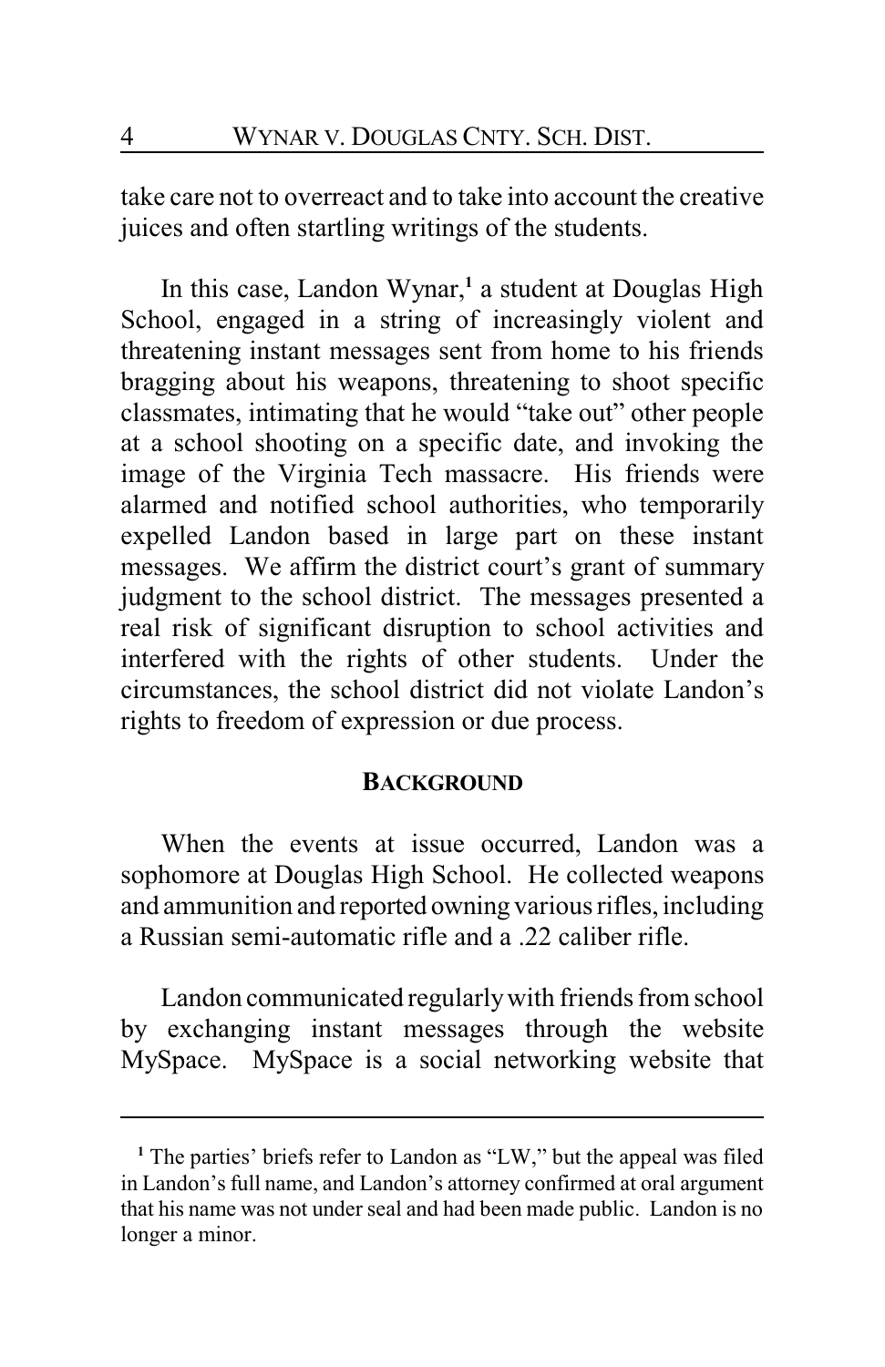take care not to overreact and to take into account the creative juices and often startling writings of the students.

In this case, Landon Wynar,[1] a student at Douglas High School, engaged in a string of increasingly violent and threatening instant messages sent from home to his friends bragging about his weapons, threatening to shoot specific classmates, intimating that he would "take out" other people at a school shooting on a specific date, and invoking the image of the Virginia Tech massacre. His friends were alarmed and notified school authorities, who temporarily expelled Landon based in large part on these instant messages. We affirm the district court's grant of summary judgment to the school district. The messages presented a real risk of significant disruption to school activities and interfered with the rights of other students. Under the circumstances, the school district did not violate Landon's rights to freedom of expression or due process.

## BACKGROUND

When the events at issue occurred, Landon was a sophomore at Douglas High School. He collected weapons and ammunition and reported owning various rifles, including a Russian semi-automatic rifle and a .22 caliber rifle.

Landon communicated regularly with friends from school by exchanging instant messages through the website MySpace. MySpace is a social networking website that

---

[1] The parties' briefs refer to Landon as "LW," but the appeal was filed in Landon's full name, and Landon's attorney confirmed at oral argument that his name was not under seal and had been made public. Landon is no longer a minor.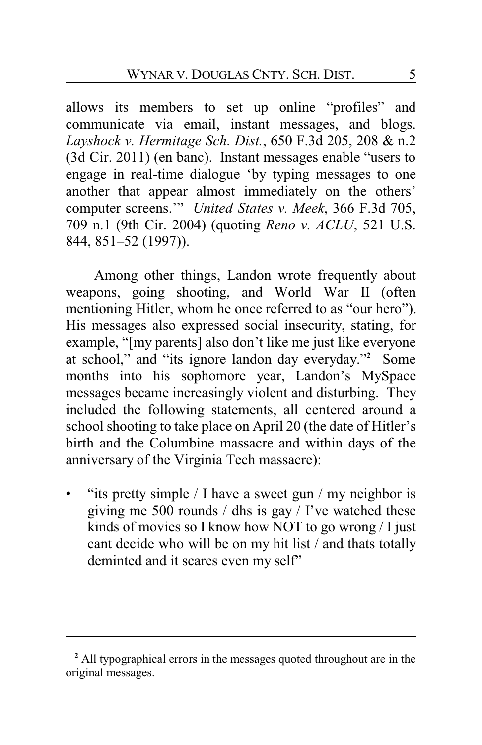allows its members to set up online "profiles" and communicate via email, instant messages, and blogs. *Layshock v. Hermitage Sch. Dist.*, 650 F.3d 205, 208 & n.2 (3d Cir. 2011) (en banc). Instant messages enable "users to engage in real-time dialogue 'by typing messages to one another that appear almost immediately on the others' computer screens.'" *United States v. Meek*, 366 F.3d 705, 709 n.1 (9th Cir. 2004) (quoting *Reno v. ACLU*, 521 U.S. 844, 851–52 (1997)).

Among other things, Landon wrote frequently about weapons, going shooting, and World War II (often mentioning Hitler, whom he once referred to as "our hero"). His messages also expressed social insecurity, stating, for example, "[my parents] also don't like me just like everyone at school," and "its ignore landon day everyday."[2] Some months into his sophomore year, Landon's MySpace messages became increasingly violent and disturbing. They included the following statements, all centered around a school shooting to take place on April 20 (the date of Hitler's birth and the Columbine massacre and within days of the anniversary of the Virginia Tech massacre):

- "its pretty simple / I have a sweet gun / my neighbor is giving me 500 rounds / dhs is gay / I've watched these kinds of movies so I know how NOT to go wrong / I just cant decide who will be on my hit list / and thats totally deminted and it scares even my self"

---

[2] All typographical errors in the messages quoted throughout are in the original messages.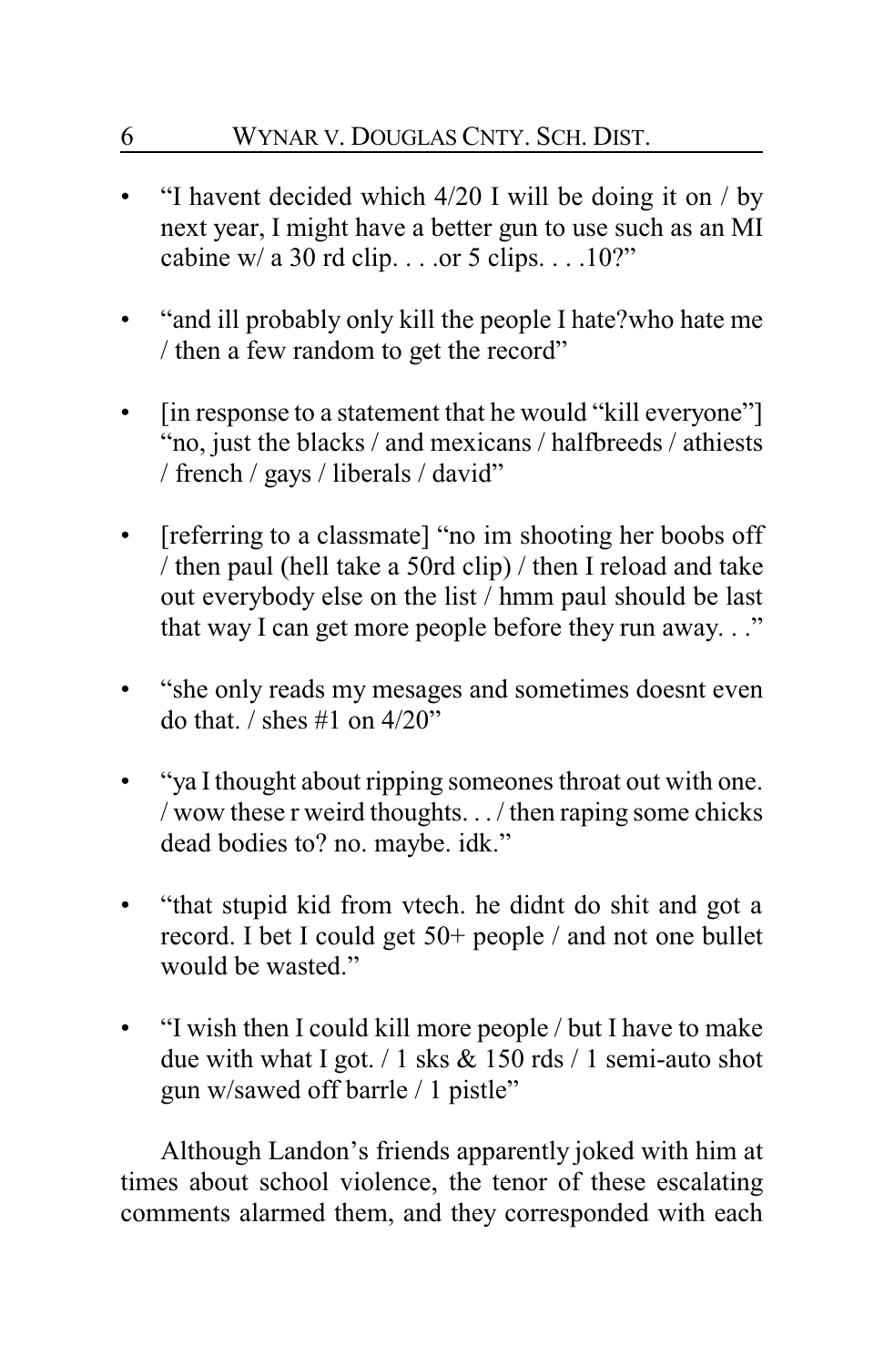- "I havent decided which 4/20 I will be doing it on / by next year, I might have a better gun to use such as an MI cabine w/ a 30 rd clip. . . .or 5 clips. . . .10?"

- "and ill probably only kill the people I hate?who hate me / then a few random to get the record"

- [in response to a statement that he would "kill everyone"] "no, just the blacks / and mexicans / halfbreeds / athiests / french / gays / liberals / david"

- [referring to a classmate] "no im shooting her boobs off / then paul (hell take a 50rd clip) / then I reload and take out everybody else on the list / hmm paul should be last that way I can get more people before they run away. . ."

- "she only reads my mesages and sometimes doesnt even do that. / shes #1 on 4/20"

- "ya I thought about ripping someones throat out with one. / wow these r weird thoughts. . . / then raping some chicks dead bodies to? no. maybe. idk."

- "that stupid kid from vtech. he didnt do shit and got a record. I bet I could get 50+ people / and not one bullet would be wasted."

- "I wish then I could kill more people / but I have to make due with what I got. / 1 sks & 150 rds / 1 semi-auto shot gun w/sawed off barrle / 1 pistle"

Although Landon's friends apparently joked with him at times about school violence, the tenor of these escalating comments alarmed them, and they corresponded with each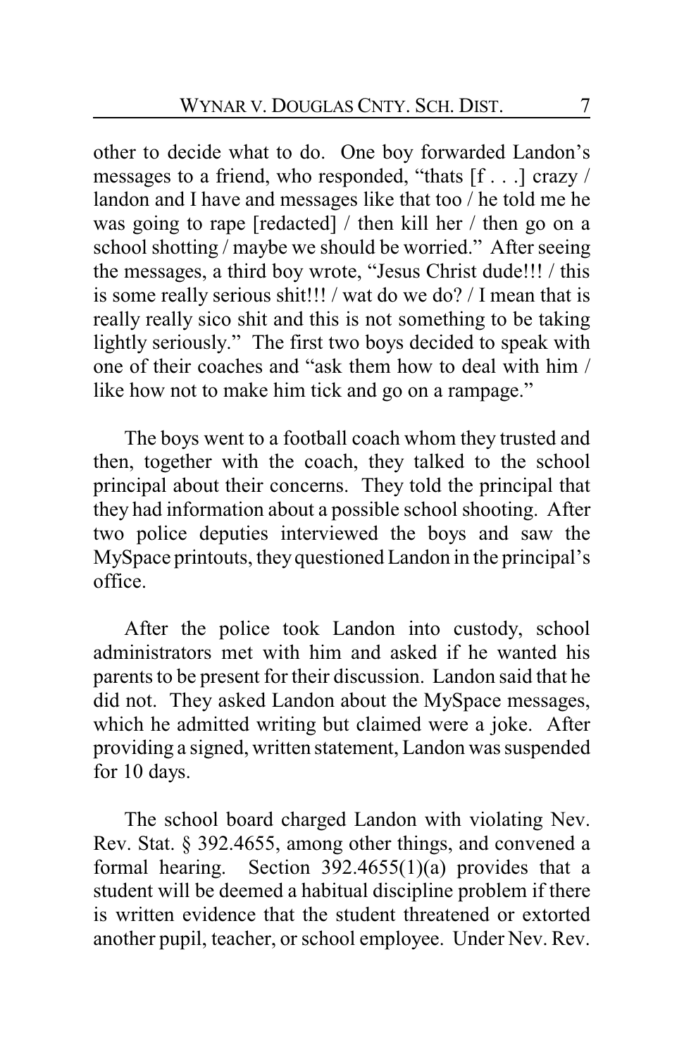other to decide what to do. One boy forwarded Landon's messages to a friend, who responded, "thats [f . . .] crazy / landon and I have and messages like that too / he told me he was going to rape [redacted] / then kill her / then go on a school shotting / maybe we should be worried." After seeing the messages, a third boy wrote, "Jesus Christ dude!!! / this is some really serious shit!!! / wat do we do? / I mean that is really really sico shit and this is not something to be taking lightly seriously." The first two boys decided to speak with one of their coaches and "ask them how to deal with him / like how not to make him tick and go on a rampage."

The boys went to a football coach whom they trusted and then, together with the coach, they talked to the school principal about their concerns. They told the principal that they had information about a possible school shooting. After two police deputies interviewed the boys and saw the MySpace printouts, they questioned Landon in the principal's office.

After the police took Landon into custody, school administrators met with him and asked if he wanted his parents to be present for their discussion. Landon said that he did not. They asked Landon about the MySpace messages, which he admitted writing but claimed were a joke. After providing a signed, written statement, Landon was suspended for 10 days.

The school board charged Landon with violating Nev. Rev. Stat. § 392.4655, among other things, and convened a formal hearing. Section 392.4655(1)(a) provides that a student will be deemed a habitual discipline problem if there is written evidence that the student threatened or extorted another pupil, teacher, or school employee. Under Nev. Rev.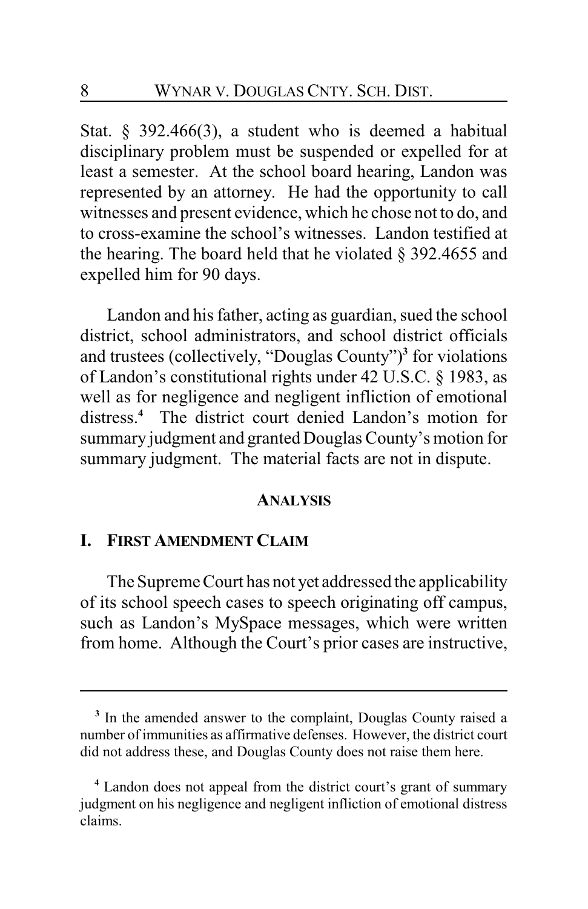Stat. § 392.466(3), a student who is deemed a habitual disciplinary problem must be suspended or expelled for at least a semester. At the school board hearing, Landon was represented by an attorney. He had the opportunity to call witnesses and present evidence, which he chose not to do, and to cross-examine the school's witnesses. Landon testified at the hearing. The board held that he violated § 392.4655 and expelled him for 90 days.

Landon and his father, acting as guardian, sued the school district, school administrators, and school district officials and trustees (collectively, "Douglas County")[3] for violations of Landon's constitutional rights under 42 U.S.C. § 1983, as well as for negligence and negligent infliction of emotional distress.[4] The district court denied Landon's motion for summary judgment and granted Douglas County's motion for summary judgment. The material facts are not in dispute.

## ANALYSIS

### I. FIRST AMENDMENT CLAIM

The Supreme Court has not yet addressed the applicability of its school speech cases to speech originating off campus, such as Landon's MySpace messages, which were written from home. Although the Court's prior cases are instructive,

---

[3] In the amended answer to the complaint, Douglas County raised a number of immunities as affirmative defenses. However, the district court did not address these, and Douglas County does not raise them here.

[4] Landon does not appeal from the district court's grant of summary judgment on his negligence and negligent infliction of emotional distress claims.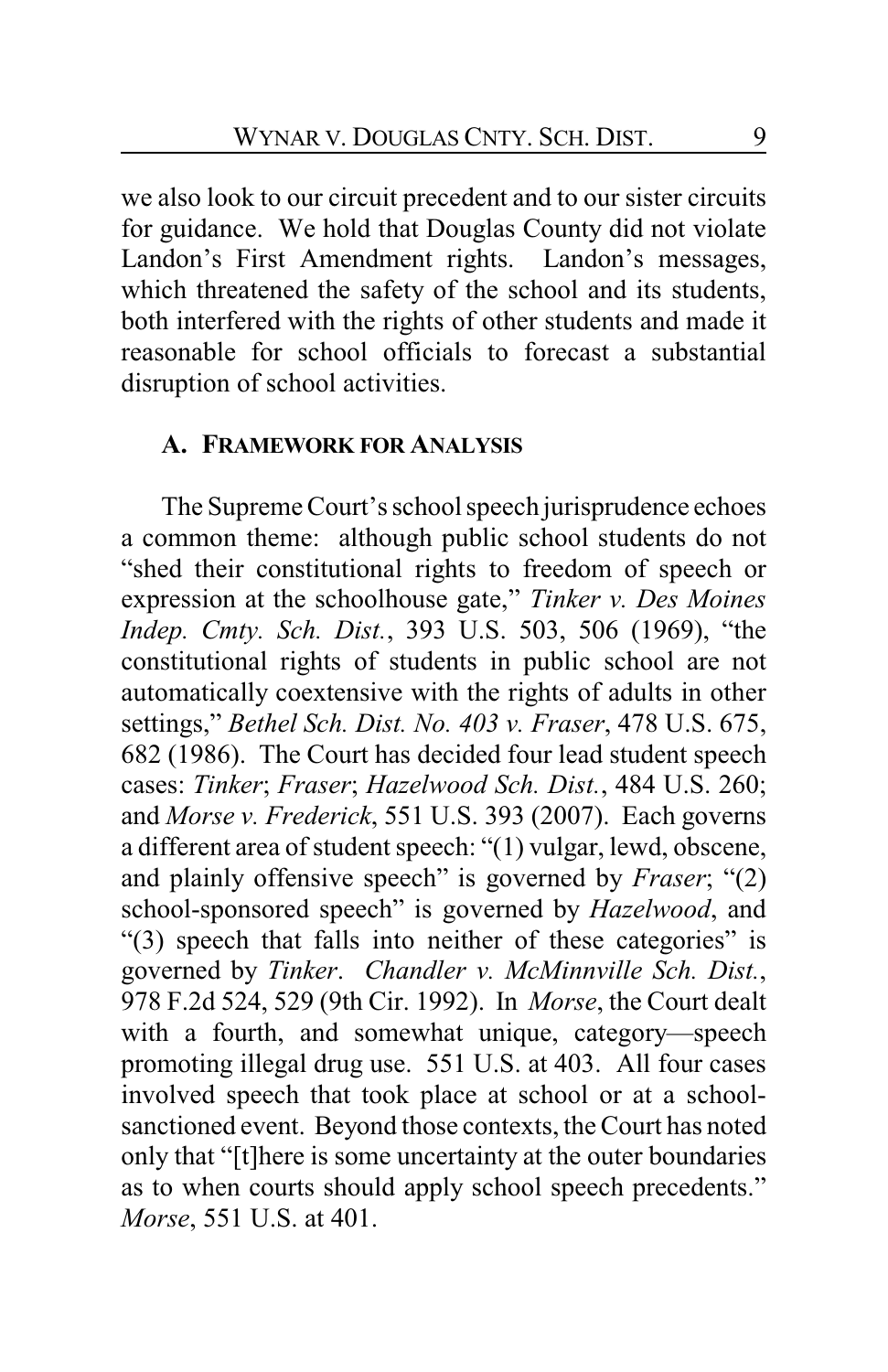we also look to our circuit precedent and to our sister circuits for guidance. We hold that Douglas County did not violate Landon's First Amendment rights. Landon's messages, which threatened the safety of the school and its students, both interfered with the rights of other students and made it reasonable for school officials to forecast a substantial disruption of school activities.

### A. FRAMEWORK FOR ANALYSIS

The Supreme Court's school speech jurisprudence echoes a common theme: although public school students do not "shed their constitutional rights to freedom of speech or expression at the schoolhouse gate," *Tinker v. Des Moines Indep. Cmty. Sch. Dist.*, 393 U.S. 503, 506 (1969), "the constitutional rights of students in public school are not automatically coextensive with the rights of adults in other settings," *Bethel Sch. Dist. No. 403 v. Fraser*, 478 U.S. 675, 682 (1986). The Court has decided four lead student speech cases: *Tinker*; *Fraser*; *Hazelwood Sch. Dist.*, 484 U.S. 260; and *Morse v. Frederick*, 551 U.S. 393 (2007). Each governs a different area of student speech: "(1) vulgar, lewd, obscene, and plainly offensive speech" is governed by *Fraser*; "(2) school-sponsored speech" is governed by *Hazelwood*, and "(3) speech that falls into neither of these categories" is governed by *Tinker*. *Chandler v. McMinnville Sch. Dist.*, 978 F.2d 524, 529 (9th Cir. 1992). In *Morse*, the Court dealt with a fourth, and somewhat unique, category—speech promoting illegal drug use. 551 U.S. at 403. All four cases involved speech that took place at school or at a school-sanctioned event. Beyond those contexts, the Court has noted only that "[t]here is some uncertainty at the outer boundaries as to when courts should apply school speech precedents." *Morse*, 551 U.S. at 401.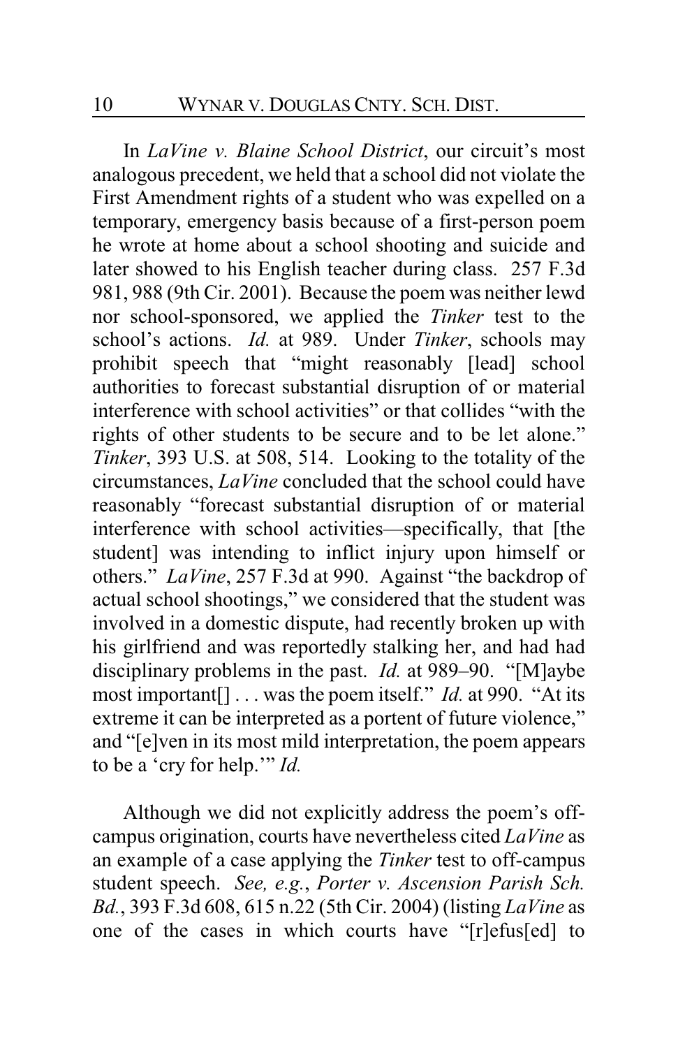In *LaVine v. Blaine School District*, our circuit's most analogous precedent, we held that a school did not violate the First Amendment rights of a student who was expelled on a temporary, emergency basis because of a first-person poem he wrote at home about a school shooting and suicide and later showed to his English teacher during class. 257 F.3d 981, 988 (9th Cir. 2001). Because the poem was neither lewd nor school-sponsored, we applied the *Tinker* test to the school's actions. *Id.* at 989. Under *Tinker*, schools may prohibit speech that "might reasonably [lead] school authorities to forecast substantial disruption of or material interference with school activities" or that collides "with the rights of other students to be secure and to be let alone." *Tinker*, 393 U.S. at 508, 514. Looking to the totality of the circumstances, *LaVine* concluded that the school could have reasonably "forecast substantial disruption of or material interference with school activities—specifically, that [the student] was intending to inflict injury upon himself or others." *LaVine*, 257 F.3d at 990. Against "the backdrop of actual school shootings," we considered that the student was involved in a domestic dispute, had recently broken up with his girlfriend and was reportedly stalking her, and had had disciplinary problems in the past. *Id.* at 989–90. "[M]aybe most important[] . . . was the poem itself." *Id.* at 990. "At its extreme it can be interpreted as a portent of future violence," and "[e]ven in its most mild interpretation, the poem appears to be a 'cry for help.'" *Id.*

Although we did not explicitly address the poem's off-campus origination, courts have nevertheless cited *LaVine* as an example of a case applying the *Tinker* test to off-campus student speech. *See, e.g.*, *Porter v. Ascension Parish Sch. Bd.*, 393 F.3d 608, 615 n.22 (5th Cir. 2004) (listing *LaVine* as one of the cases in which courts have "[r]efus[ed] to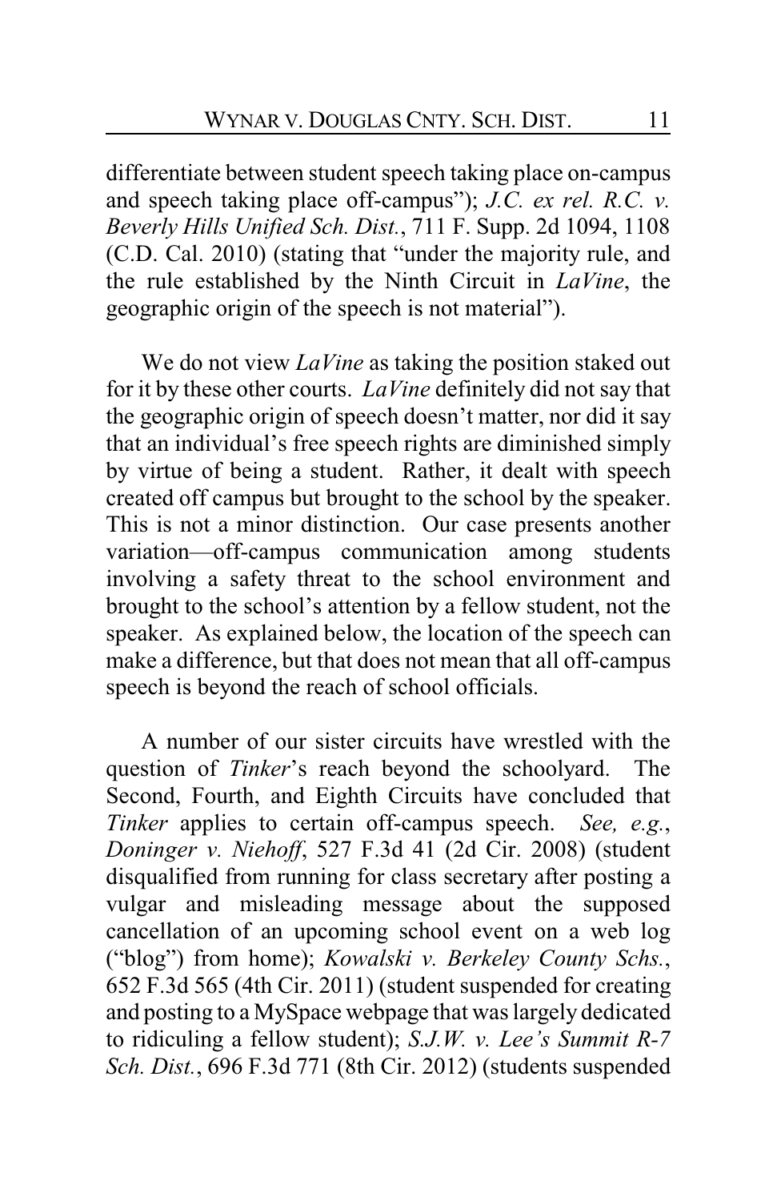differentiate between student speech taking place on-campus and speech taking place off-campus"); *J.C. ex rel. R.C. v. Beverly Hills Unified Sch. Dist.*, 711 F. Supp. 2d 1094, 1108 (C.D. Cal. 2010) (stating that "under the majority rule, and the rule established by the Ninth Circuit in *LaVine*, the geographic origin of the speech is not material").

We do not view *LaVine* as taking the position staked out for it by these other courts. *LaVine* definitely did not say that the geographic origin of speech doesn't matter, nor did it say that an individual's free speech rights are diminished simply by virtue of being a student. Rather, it dealt with speech created off campus but brought to the school by the speaker. This is not a minor distinction. Our case presents another variation—off-campus communication among students involving a safety threat to the school environment and brought to the school's attention by a fellow student, not the speaker. As explained below, the location of the speech can make a difference, but that does not mean that all off-campus speech is beyond the reach of school officials.

A number of our sister circuits have wrestled with the question of *Tinker*'s reach beyond the schoolyard. The Second, Fourth, and Eighth Circuits have concluded that *Tinker* applies to certain off-campus speech. *See, e.g.*, *Doninger v. Niehoff*, 527 F.3d 41 (2d Cir. 2008) (student disqualified from running for class secretary after posting a vulgar and misleading message about the supposed cancellation of an upcoming school event on a web log ("blog") from home); *Kowalski v. Berkeley County Schs.*, 652 F.3d 565 (4th Cir. 2011) (student suspended for creating and posting to a MySpace webpage that was largely dedicated to ridiculing a fellow student); *S.J.W. v. Lee's Summit R-7 Sch. Dist.*, 696 F.3d 771 (8th Cir. 2012) (students suspended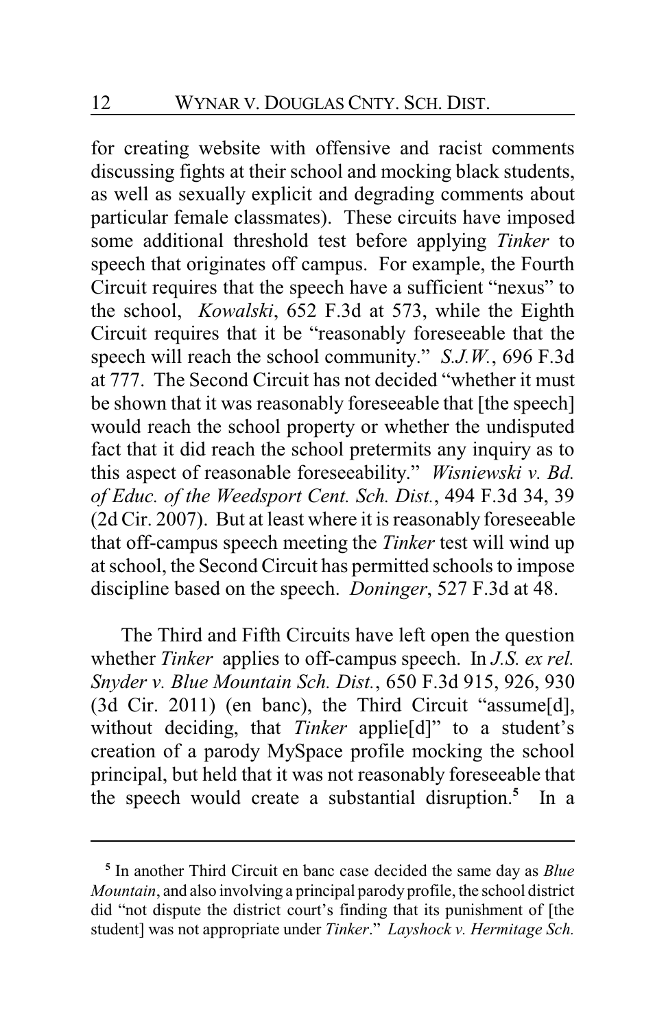for creating website with offensive and racist comments discussing fights at their school and mocking black students, as well as sexually explicit and degrading comments about particular female classmates). These circuits have imposed some additional threshold test before applying *Tinker* to speech that originates off campus. For example, the Fourth Circuit requires that the speech have a sufficient "nexus" to the school, *Kowalski*, 652 F.3d at 573, while the Eighth Circuit requires that it be "reasonably foreseeable that the speech will reach the school community." *S.J.W.*, 696 F.3d at 777. The Second Circuit has not decided "whether it must be shown that it was reasonably foreseeable that [the speech] would reach the school property or whether the undisputed fact that it did reach the school pretermits any inquiry as to this aspect of reasonable foreseeability." *Wisniewski v. Bd. of Educ. of the Weedsport Cent. Sch. Dist.*, 494 F.3d 34, 39 (2d Cir. 2007). But at least where it is reasonably foreseeable that off-campus speech meeting the *Tinker* test will wind up at school, the Second Circuit has permitted schools to impose discipline based on the speech. *Doninger*, 527 F.3d at 48.

The Third and Fifth Circuits have left open the question whether *Tinker* applies to off-campus speech. In *J.S. ex rel. Snyder v. Blue Mountain Sch. Dist.*, 650 F.3d 915, 926, 930 (3d Cir. 2011) (en banc), the Third Circuit "assume[d], without deciding, that *Tinker* applie[d]" to a student's creation of a parody MySpace profile mocking the school principal, but held that it was not reasonably foreseeable that the speech would create a substantial disruption.[5] In a

---

[5] In another Third Circuit en banc case decided the same day as *Blue Mountain*, and also involving a principal parody profile, the school district did "not dispute the district court's finding that its punishment of [the student] was not appropriate under *Tinker*." *Layshock v. Hermitage Sch.*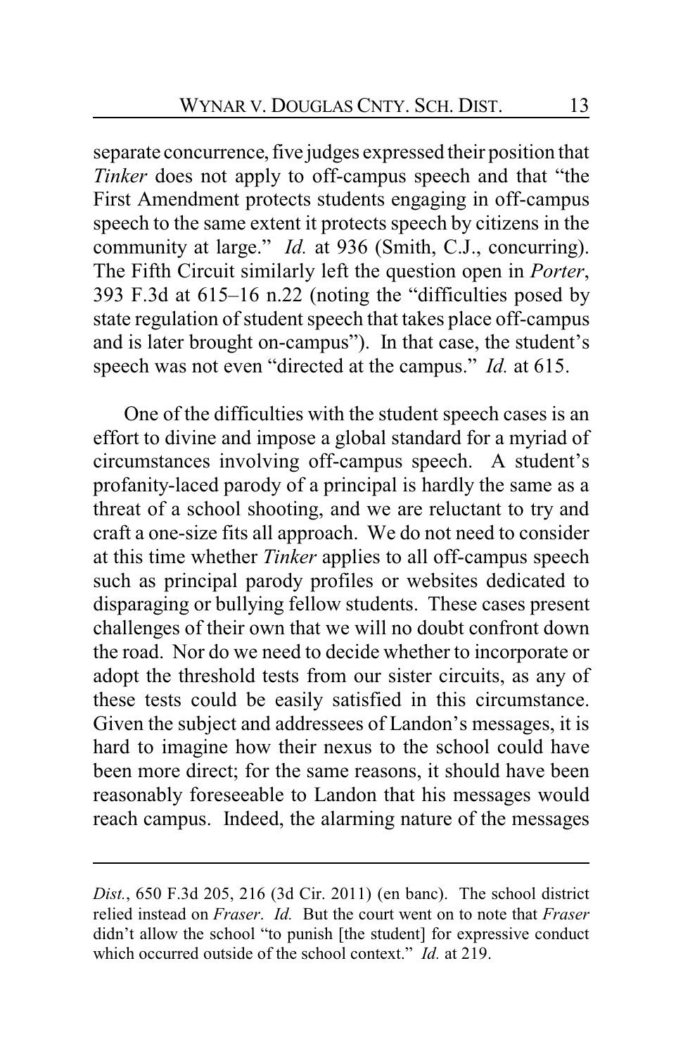separate concurrence, five judges expressed their position that *Tinker* does not apply to off-campus speech and that "the First Amendment protects students engaging in off-campus speech to the same extent it protects speech by citizens in the community at large." *Id.* at 936 (Smith, C.J., concurring). The Fifth Circuit similarly left the question open in *Porter*, 393 F.3d at 615–16 n.22 (noting the "difficulties posed by state regulation of student speech that takes place off-campus and is later brought on-campus"). In that case, the student's speech was not even "directed at the campus." *Id.* at 615.

One of the difficulties with the student speech cases is an effort to divine and impose a global standard for a myriad of circumstances involving off-campus speech. A student's profanity-laced parody of a principal is hardly the same as a threat of a school shooting, and we are reluctant to try and craft a one-size fits all approach. We do not need to consider at this time whether *Tinker* applies to all off-campus speech such as principal parody profiles or websites dedicated to disparaging or bullying fellow students. These cases present challenges of their own that we will no doubt confront down the road. Nor do we need to decide whether to incorporate or adopt the threshold tests from our sister circuits, as any of these tests could be easily satisfied in this circumstance. Given the subject and addressees of Landon's messages, it is hard to imagine how their nexus to the school could have been more direct; for the same reasons, it should have been reasonably foreseeable to Landon that his messages would reach campus. Indeed, the alarming nature of the messages

---

*Dist.*, 650 F.3d 205, 216 (3d Cir. 2011) (en banc). The school district relied instead on *Fraser*. *Id.* But the court went on to note that *Fraser* didn't allow the school "to punish [the student] for expressive conduct which occurred outside of the school context." *Id.* at 219.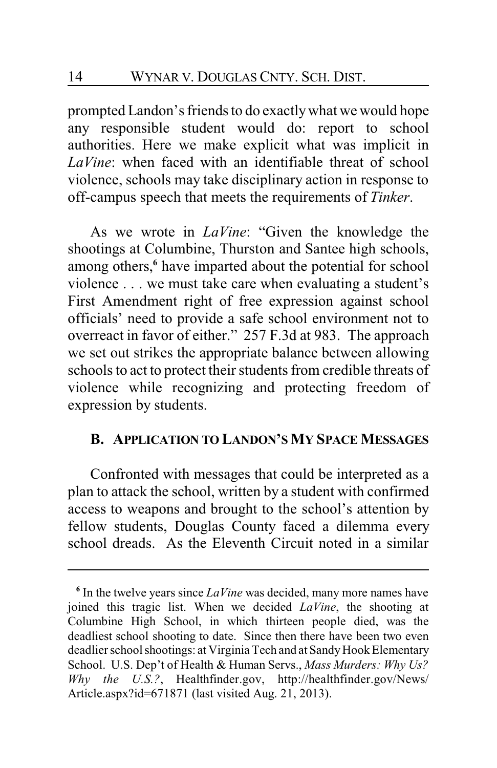prompted Landon's friends to do exactly what we would hope any responsible student would do: report to school authorities. Here we make explicit what was implicit in *LaVine*: when faced with an identifiable threat of school violence, schools may take disciplinary action in response to off-campus speech that meets the requirements of *Tinker*.

As we wrote in *LaVine*: "Given the knowledge the shootings at Columbine, Thurston and Santee high schools, among others,[6] have imparted about the potential for school violence . . . we must take care when evaluating a student's First Amendment right of free expression against school officials' need to provide a safe school environment not to overreact in favor of either." 257 F.3d at 983. The approach we set out strikes the appropriate balance between allowing schools to act to protect their students from credible threats of violence while recognizing and protecting freedom of expression by students.

### B. Application to Landon's My Space Messages

Confronted with messages that could be interpreted as a plan to attack the school, written by a student with confirmed access to weapons and brought to the school's attention by fellow students, Douglas County faced a dilemma every school dreads. As the Eleventh Circuit noted in a similar

---

[6] In the twelve years since *LaVine* was decided, many more names have joined this tragic list. When we decided *LaVine*, the shooting at Columbine High School, in which thirteen people died, was the deadliest school shooting to date. Since then there have been two even deadlier school shootings: at Virginia Tech and at Sandy Hook Elementary School. U.S. Dep't of Health & Human Servs., *Mass Murders: Why Us? Why the U.S.?*, Healthfinder.gov, http://healthfinder.gov/News/Article.aspx?id=671871 (last visited Aug. 21, 2013).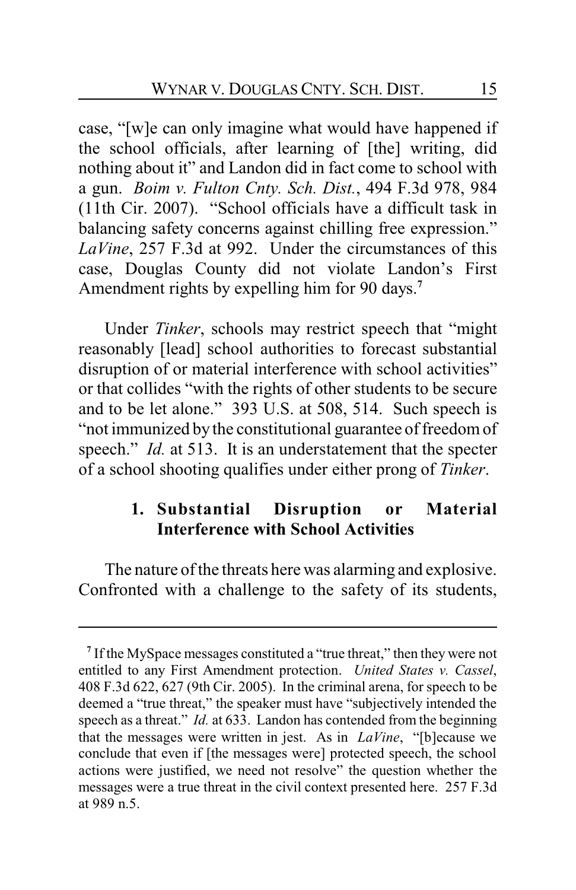case, "[w]e can only imagine what would have happened if the school officials, after learning of [the] writing, did nothing about it" and Landon did in fact come to school with a gun. *Boim v. Fulton Cnty. Sch. Dist.*, 494 F.3d 978, 984 (11th Cir. 2007). "School officials have a difficult task in balancing safety concerns against chilling free expression." *LaVine*, 257 F.3d at 992. Under the circumstances of this case, Douglas County did not violate Landon's First Amendment rights by expelling him for 90 days.[7]

Under *Tinker*, schools may restrict speech that "might reasonably [lead] school authorities to forecast substantial disruption of or material interference with school activities" or that collides "with the rights of other students to be secure and to be let alone." 393 U.S. at 508, 514. Such speech is "not immunized by the constitutional guarantee of freedom of speech." *Id.* at 513. It is an understatement that the specter of a school shooting qualifies under either prong of *Tinker*.

#### 1. Substantial Disruption or Material Interference with School Activities

The nature of the threats here was alarming and explosive. Confronted with a challenge to the safety of its students,

---

[7] If the MySpace messages constituted a "true threat," then they were not entitled to any First Amendment protection. *United States v. Cassel*, 408 F.3d 622, 627 (9th Cir. 2005). In the criminal arena, for speech to be deemed a "true threat," the speaker must have "subjectively intended the speech as a threat." *Id.* at 633. Landon has contended from the beginning that the messages were written in jest. As in *LaVine*, "[b]ecause we conclude that even if [the messages were] protected speech, the school actions were justified, we need not resolve" the question whether the messages were a true threat in the civil context presented here. 257 F.3d at 989 n.5.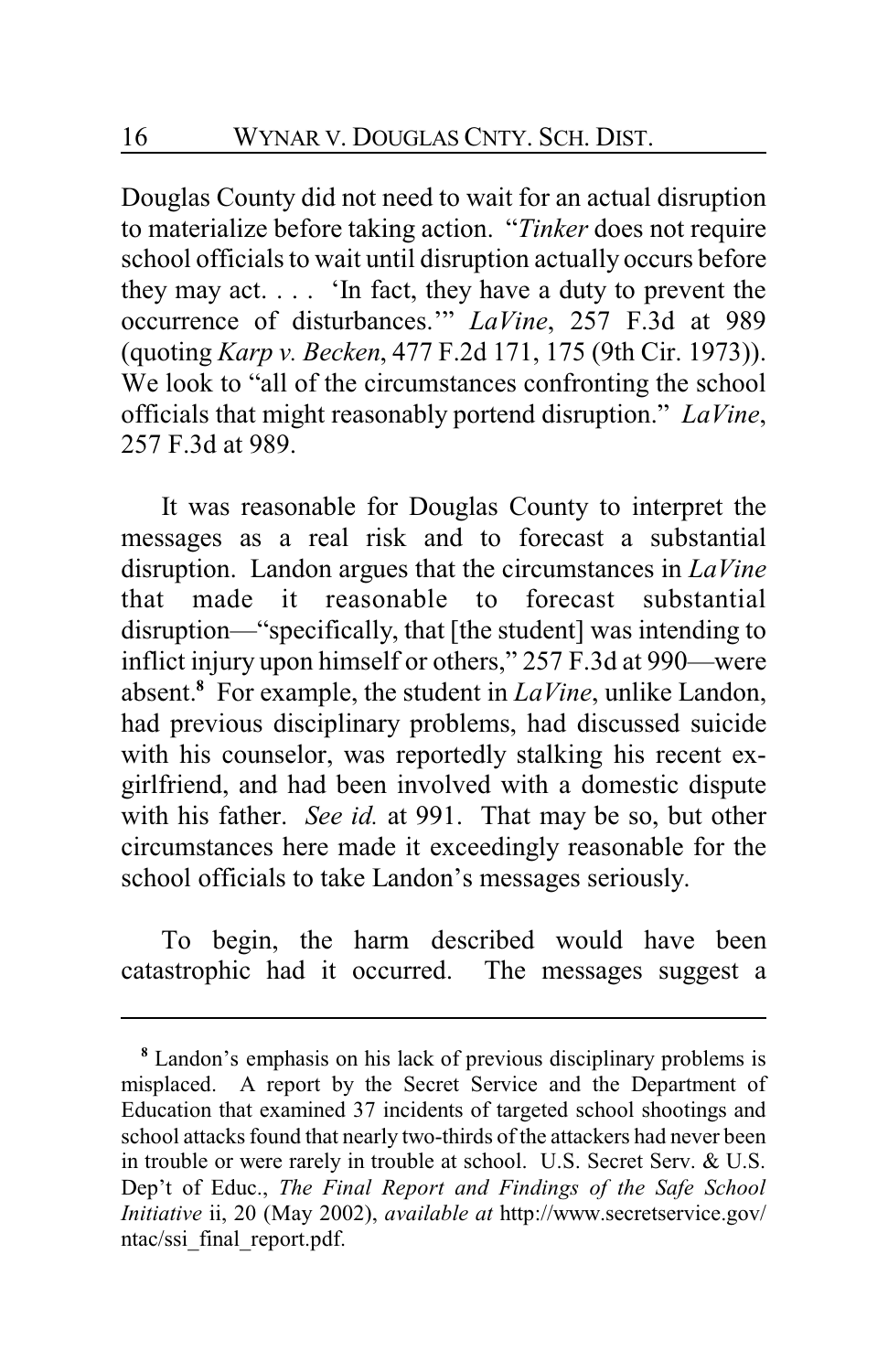Douglas County did not need to wait for an actual disruption to materialize before taking action. "*Tinker* does not require school officials to wait until disruption actually occurs before they may act. . . . 'In fact, they have a duty to prevent the occurrence of disturbances.'" *LaVine*, 257 F.3d at 989 (quoting *Karp v. Becken*, 477 F.2d 171, 175 (9th Cir. 1973)). We look to "all of the circumstances confronting the school officials that might reasonably portend disruption." *LaVine*, 257 F.3d at 989.

It was reasonable for Douglas County to interpret the messages as a real risk and to forecast a substantial disruption. Landon argues that the circumstances in *LaVine* that made it reasonable to forecast substantial disruption—"specifically, that [the student] was intending to inflict injury upon himself or others," 257 F.3d at 990—were absent.[8] For example, the student in *LaVine*, unlike Landon, had previous disciplinary problems, had discussed suicide with his counselor, was reportedly stalking his recent ex-girlfriend, and had been involved with a domestic dispute with his father. *See id.* at 991. That may be so, but other circumstances here made it exceedingly reasonable for the school officials to take Landon's messages seriously.

To begin, the harm described would have been catastrophic had it occurred. The messages suggest a

---

[8] Landon's emphasis on his lack of previous disciplinary problems is misplaced. A report by the Secret Service and the Department of Education that examined 37 incidents of targeted school shootings and school attacks found that nearly two-thirds of the attackers had never been in trouble or were rarely in trouble at school. U.S. Secret Serv. & U.S. Dep't of Educ., *The Final Report and Findings of the Safe School Initiative* ii, 20 (May 2002), *available at* http://www.secretservice.gov/ntac/ssi_final_report.pdf.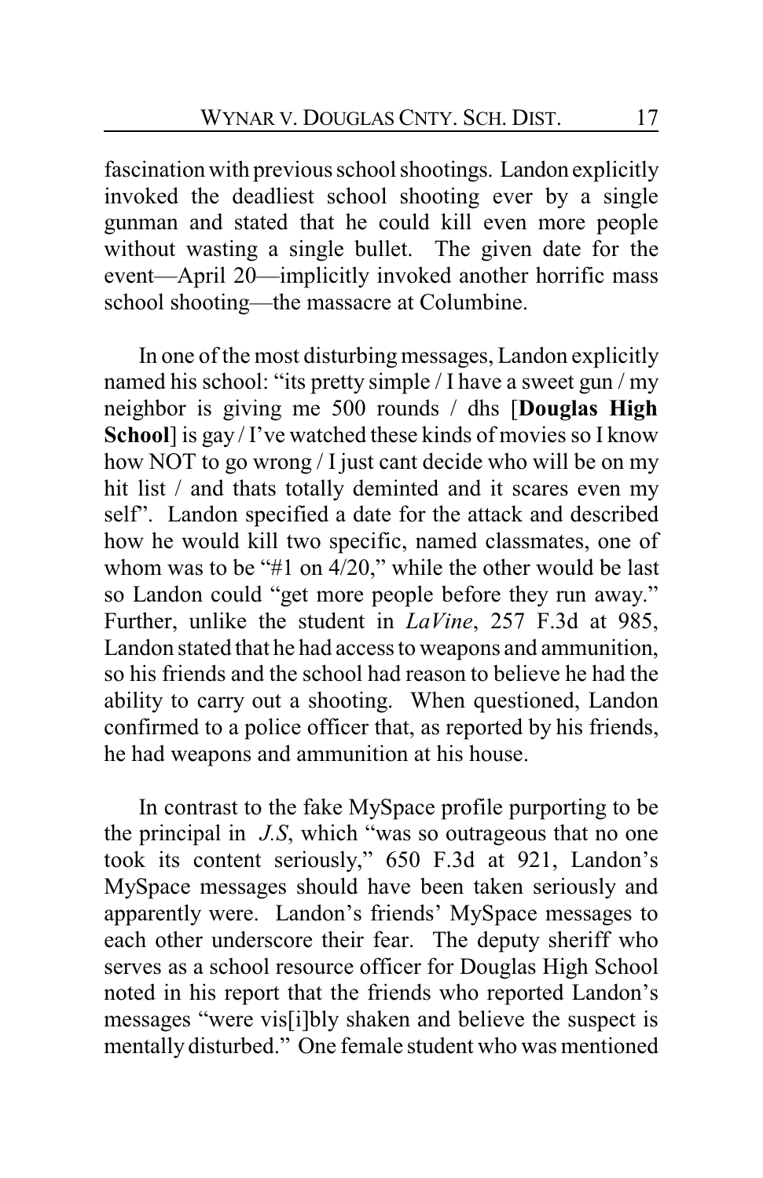fascination with previous school shootings. Landon explicitly invoked the deadliest school shooting ever by a single gunman and stated that he could kill even more people without wasting a single bullet. The given date for the event—April 20—implicitly invoked another horrific mass school shooting—the massacre at Columbine.

In one of the most disturbing messages, Landon explicitly named his school: "its pretty simple / I have a sweet gun / my neighbor is giving me 500 rounds / dhs [**Douglas High School**] is gay / I've watched these kinds of movies so I know how NOT to go wrong / I just cant decide who will be on my hit list / and thats totally deminted and it scares even my self". Landon specified a date for the attack and described how he would kill two specific, named classmates, one of whom was to be "#1 on 4/20," while the other would be last so Landon could "get more people before they run away." Further, unlike the student in *LaVine*, 257 F.3d at 985, Landon stated that he had access to weapons and ammunition, so his friends and the school had reason to believe he had the ability to carry out a shooting. When questioned, Landon confirmed to a police officer that, as reported by his friends, he had weapons and ammunition at his house.

In contrast to the fake MySpace profile purporting to be the principal in *J.S*, which "was so outrageous that no one took its content seriously," 650 F.3d at 921, Landon's MySpace messages should have been taken seriously and apparently were. Landon's friends' MySpace messages to each other underscore their fear. The deputy sheriff who serves as a school resource officer for Douglas High School noted in his report that the friends who reported Landon's messages "were vis[i]bly shaken and believe the suspect is mentally disturbed." One female student who was mentioned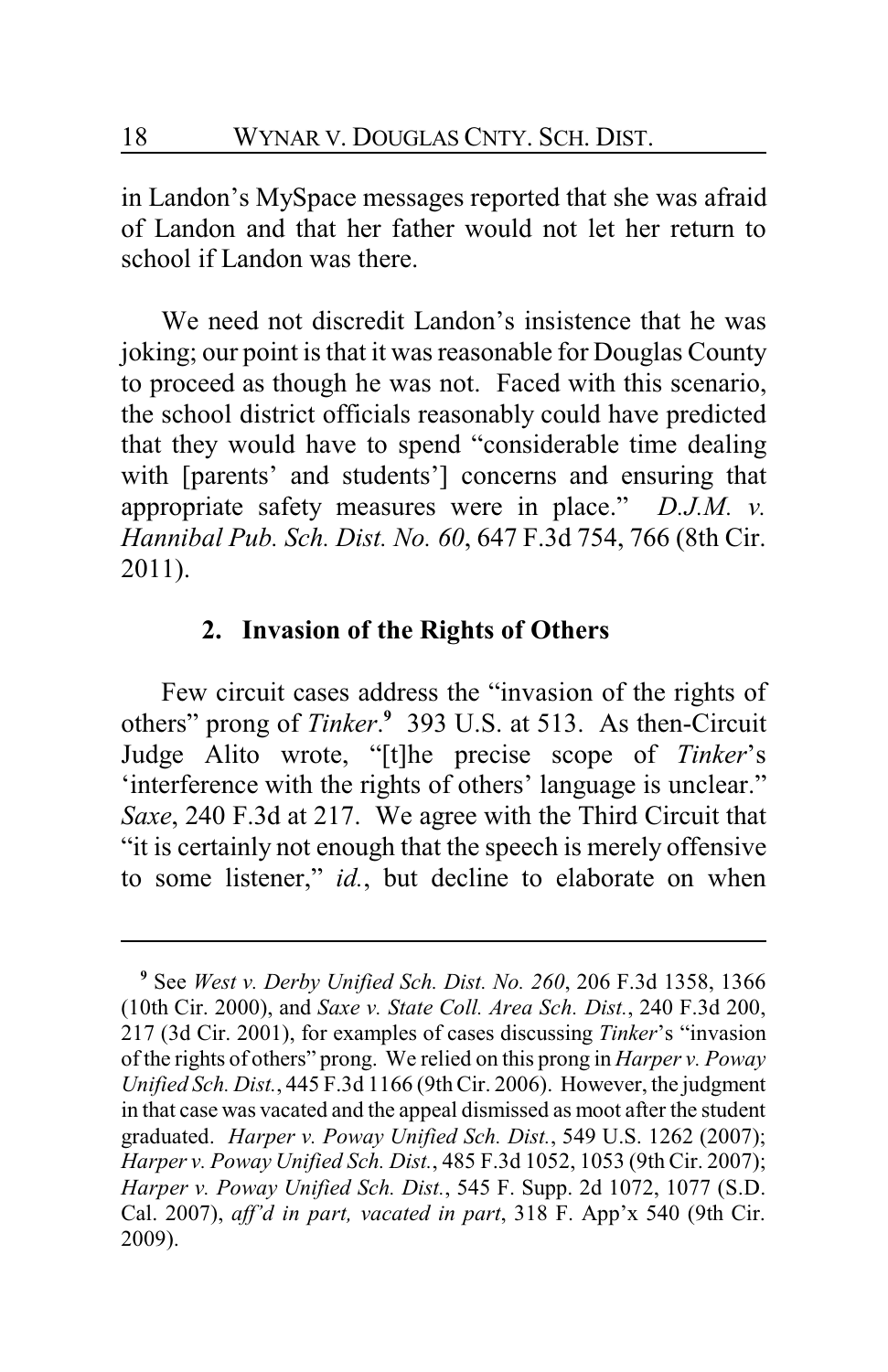in Landon's MySpace messages reported that she was afraid of Landon and that her father would not let her return to school if Landon was there.

We need not discredit Landon's insistence that he was joking; our point is that it was reasonable for Douglas County to proceed as though he was not. Faced with this scenario, the school district officials reasonably could have predicted that they would have to spend "considerable time dealing with [parents' and students'] concerns and ensuring that appropriate safety measures were in place." *D.J.M. v. Hannibal Pub. Sch. Dist. No. 60*, 647 F.3d 754, 766 (8th Cir. 2011).

### 2. Invasion of the Rights of Others

Few circuit cases address the "invasion of the rights of others" prong of *Tinker*.[9] 393 U.S. at 513. As then-Circuit Judge Alito wrote, "[t]he precise scope of *Tinker*'s 'interference with the rights of others' language is unclear." *Saxe*, 240 F.3d at 217. We agree with the Third Circuit that "it is certainly not enough that the speech is merely offensive to some listener," *id.*, but decline to elaborate on when

---

[9] See *West v. Derby Unified Sch. Dist. No. 260*, 206 F.3d 1358, 1366 (10th Cir. 2000), and *Saxe v. State Coll. Area Sch. Dist.*, 240 F.3d 200, 217 (3d Cir. 2001), for examples of cases discussing *Tinker*'s "invasion of the rights of others" prong. We relied on this prong in *Harper v. Poway Unified Sch. Dist.*, 445 F.3d 1166 (9th Cir. 2006). However, the judgment in that case was vacated and the appeal dismissed as moot after the student graduated. *Harper v. Poway Unified Sch. Dist.*, 549 U.S. 1262 (2007); *Harper v. Poway Unified Sch. Dist.*, 485 F.3d 1052, 1053 (9th Cir. 2007); *Harper v. Poway Unified Sch. Dist.*, 545 F. Supp. 2d 1072, 1077 (S.D. Cal. 2007), *aff'd in part, vacated in part*, 318 F. App'x 540 (9th Cir. 2009).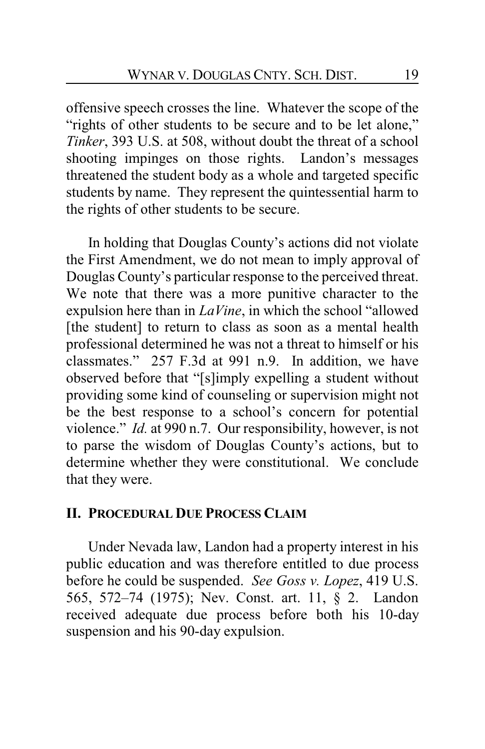offensive speech crosses the line. Whatever the scope of the "rights of other students to be secure and to be let alone," *Tinker*, 393 U.S. at 508, without doubt the threat of a school shooting impinges on those rights. Landon's messages threatened the student body as a whole and targeted specific students by name. They represent the quintessential harm to the rights of other students to be secure.

In holding that Douglas County's actions did not violate the First Amendment, we do not mean to imply approval of Douglas County's particular response to the perceived threat. We note that there was a more punitive character to the expulsion here than in *LaVine*, in which the school "allowed [the student] to return to class as soon as a mental health professional determined he was not a threat to himself or his classmates." 257 F.3d at 991 n.9. In addition, we have observed before that "[s]imply expelling a student without providing some kind of counseling or supervision might not be the best response to a school's concern for potential violence." *Id.* at 990 n.7. Our responsibility, however, is not to parse the wisdom of Douglas County's actions, but to determine whether they were constitutional. We conclude that they were.

## II. PROCEDURAL DUE PROCESS CLAIM

Under Nevada law, Landon had a property interest in his public education and was therefore entitled to due process before he could be suspended. *See Goss v. Lopez*, 419 U.S. 565, 572–74 (1975); Nev. Const. art. 11, § 2. Landon received adequate due process before both his 10-day suspension and his 90-day expulsion.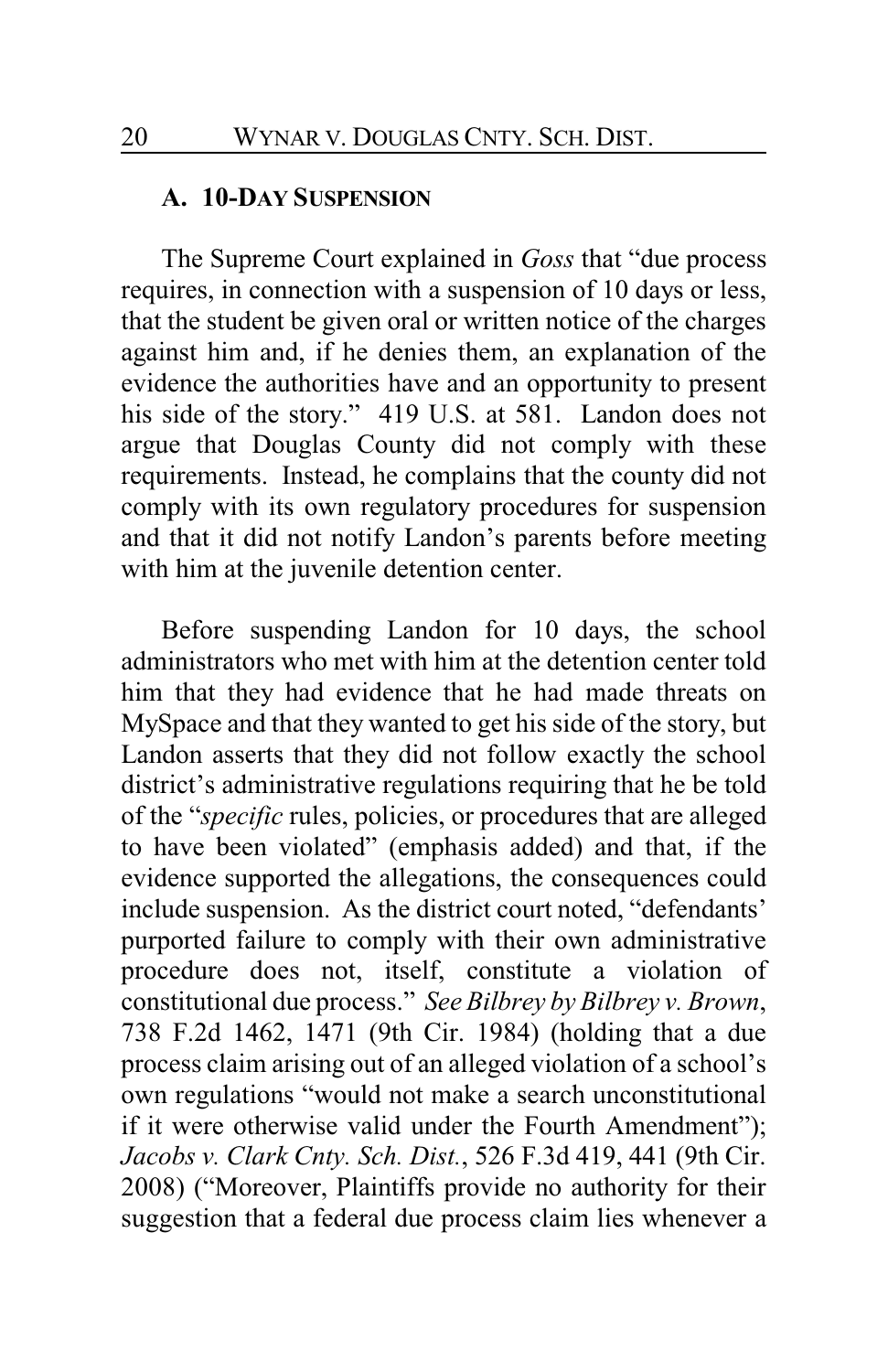### A. 10-DAY SUSPENSION

The Supreme Court explained in *Goss* that "due process requires, in connection with a suspension of 10 days or less, that the student be given oral or written notice of the charges against him and, if he denies them, an explanation of the evidence the authorities have and an opportunity to present his side of the story." 419 U.S. at 581. Landon does not argue that Douglas County did not comply with these requirements. Instead, he complains that the county did not comply with its own regulatory procedures for suspension and that it did not notify Landon's parents before meeting with him at the juvenile detention center.

Before suspending Landon for 10 days, the school administrators who met with him at the detention center told him that they had evidence that he had made threats on MySpace and that they wanted to get his side of the story, but Landon asserts that they did not follow exactly the school district's administrative regulations requiring that he be told of the "*specific* rules, policies, or procedures that are alleged to have been violated" (emphasis added) and that, if the evidence supported the allegations, the consequences could include suspension. As the district court noted, "defendants' purported failure to comply with their own administrative procedure does not, itself, constitute a violation of constitutional due process." *See Bilbrey by Bilbrey v. Brown*, 738 F.2d 1462, 1471 (9th Cir. 1984) (holding that a due process claim arising out of an alleged violation of a school's own regulations "would not make a search unconstitutional if it were otherwise valid under the Fourth Amendment"); *Jacobs v. Clark Cnty. Sch. Dist.*, 526 F.3d 419, 441 (9th Cir. 2008) ("Moreover, Plaintiffs provide no authority for their suggestion that a federal due process claim lies whenever a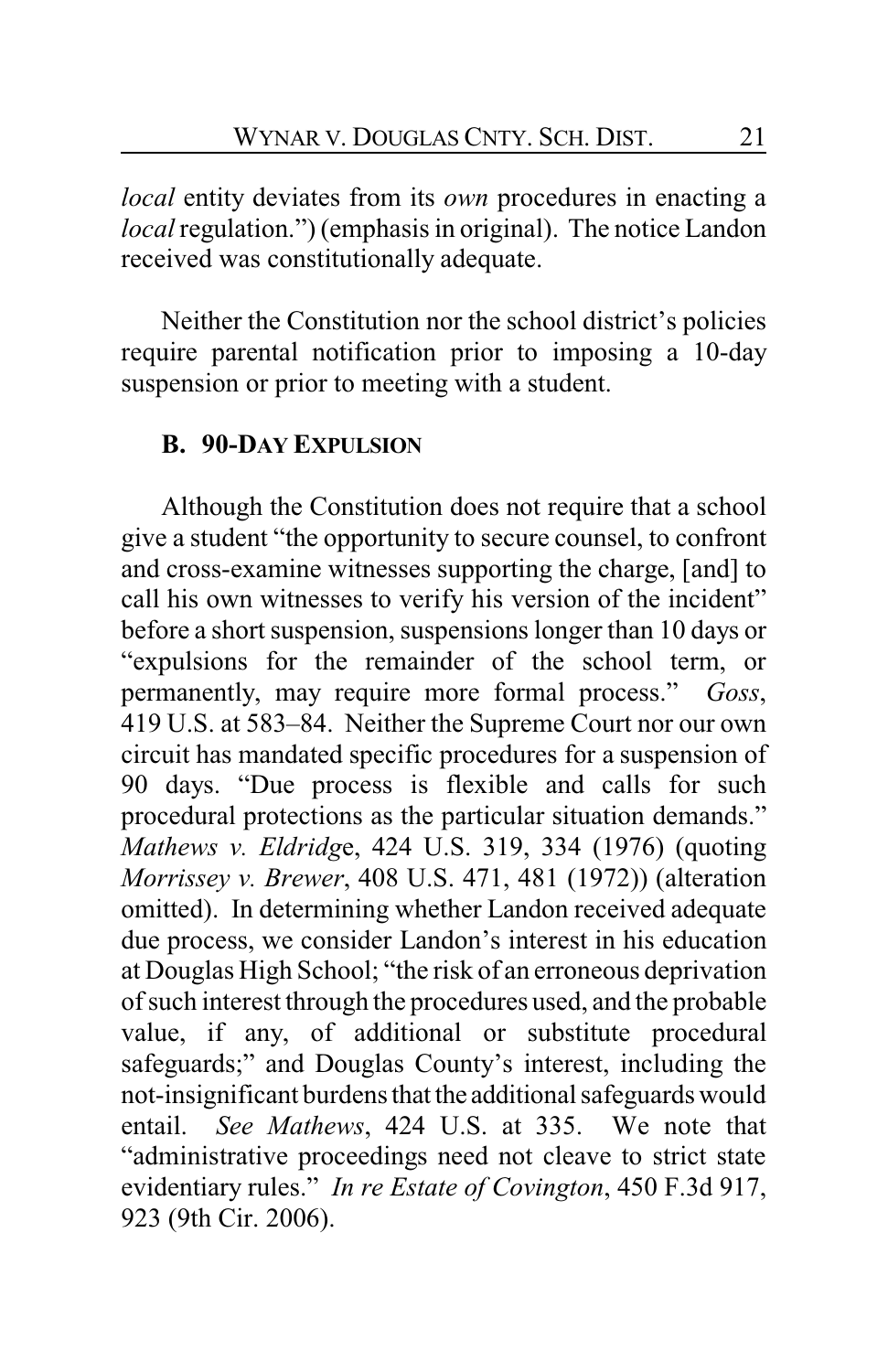*local* entity deviates from its *own* procedures in enacting a *local* regulation.") (emphasis in original). The notice Landon received was constitutionally adequate.

Neither the Constitution nor the school district's policies require parental notification prior to imposing a 10-day suspension or prior to meeting with a student.

### B. 90-DAY EXPULSION

Although the Constitution does not require that a school give a student "the opportunity to secure counsel, to confront and cross-examine witnesses supporting the charge, [and] to call his own witnesses to verify his version of the incident" before a short suspension, suspensions longer than 10 days or "expulsions for the remainder of the school term, or permanently, may require more formal process." *Goss*, 419 U.S. at 583–84. Neither the Supreme Court nor our own circuit has mandated specific procedures for a suspension of 90 days. "Due process is flexible and calls for such procedural protections as the particular situation demands." *Mathews v. Eldridge*, 424 U.S. 319, 334 (1976) (quoting *Morrissey v. Brewer*, 408 U.S. 471, 481 (1972)) (alteration omitted). In determining whether Landon received adequate due process, we consider Landon's interest in his education at Douglas High School; "the risk of an erroneous deprivation of such interest through the procedures used, and the probable value, if any, of additional or substitute procedural safeguards;" and Douglas County's interest, including the not-insignificant burdens that the additional safeguards would entail. *See Mathews*, 424 U.S. at 335. We note that "administrative proceedings need not cleave to strict state evidentiary rules." *In re Estate of Covington*, 450 F.3d 917, 923 (9th Cir. 2006).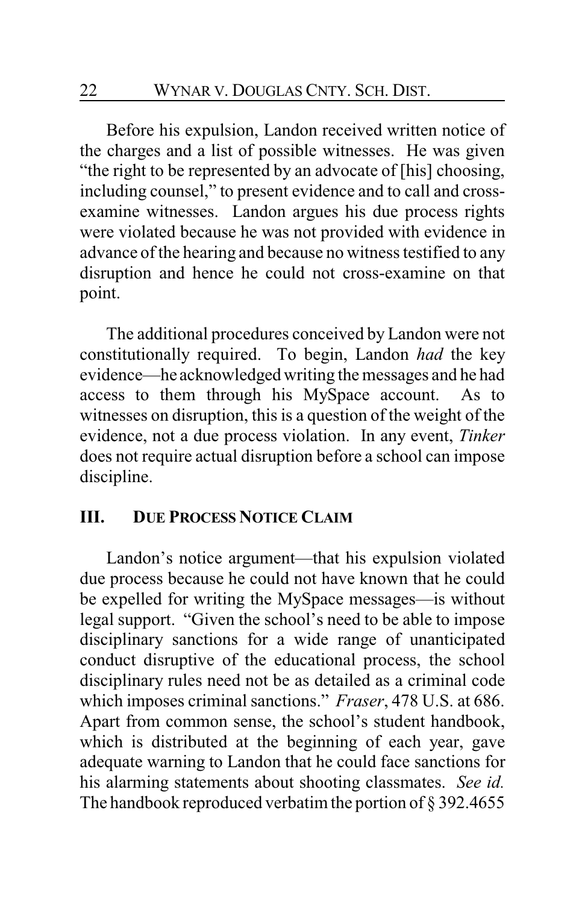Before his expulsion, Landon received written notice of the charges and a list of possible witnesses. He was given "the right to be represented by an advocate of [his] choosing, including counsel," to present evidence and to call and cross-examine witnesses. Landon argues his due process rights were violated because he was not provided with evidence in advance of the hearing and because no witness testified to any disruption and hence he could not cross-examine on that point.

The additional procedures conceived by Landon were not constitutionally required. To begin, Landon *had* the key evidence—he acknowledged writing the messages and he had access to them through his MySpace account. As to witnesses on disruption, this is a question of the weight of the evidence, not a due process violation. In any event, *Tinker* does not require actual disruption before a school can impose discipline.

## III. DUE PROCESS NOTICE CLAIM

Landon's notice argument—that his expulsion violated due process because he could not have known that he could be expelled for writing the MySpace messages—is without legal support. "Given the school's need to be able to impose disciplinary sanctions for a wide range of unanticipated conduct disruptive of the educational process, the school disciplinary rules need not be as detailed as a criminal code which imposes criminal sanctions." *Fraser*, 478 U.S. at 686. Apart from common sense, the school's student handbook, which is distributed at the beginning of each year, gave adequate warning to Landon that he could face sanctions for his alarming statements about shooting classmates. *See id.* The handbook reproduced verbatim the portion of § 392.4655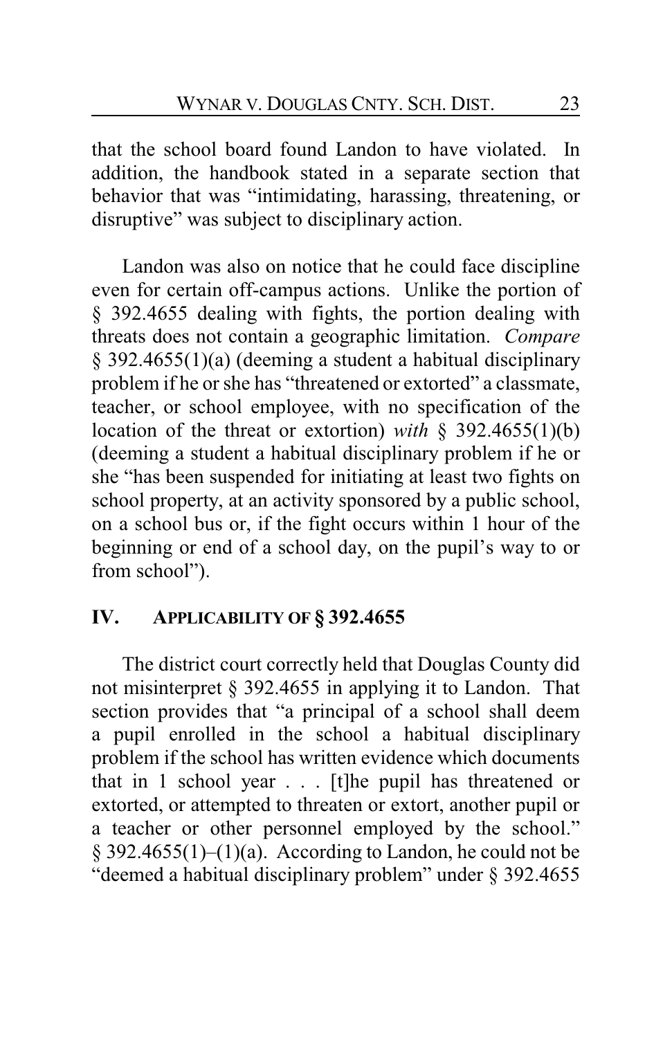that the school board found Landon to have violated. In addition, the handbook stated in a separate section that behavior that was "intimidating, harassing, threatening, or disruptive" was subject to disciplinary action.

Landon was also on notice that he could face discipline even for certain off-campus actions. Unlike the portion of § 392.4655 dealing with fights, the portion dealing with threats does not contain a geographic limitation. *Compare* § 392.4655(1)(a) (deeming a student a habitual disciplinary problem if he or she has "threatened or extorted" a classmate, teacher, or school employee, with no specification of the location of the threat or extortion) *with* § 392.4655(1)(b) (deeming a student a habitual disciplinary problem if he or she "has been suspended for initiating at least two fights on school property, at an activity sponsored by a public school, on a school bus or, if the fight occurs within 1 hour of the beginning or end of a school day, on the pupil's way to or from school").

## IV. APPLICABILITY OF § 392.4655

The district court correctly held that Douglas County did not misinterpret § 392.4655 in applying it to Landon. That section provides that "a principal of a school shall deem a pupil enrolled in the school a habitual disciplinary problem if the school has written evidence which documents that in 1 school year . . . [t]he pupil has threatened or extorted, or attempted to threaten or extort, another pupil or a teacher or other personnel employed by the school." § 392.4655(1)–(1)(a). According to Landon, he could not be "deemed a habitual disciplinary problem" under § 392.4655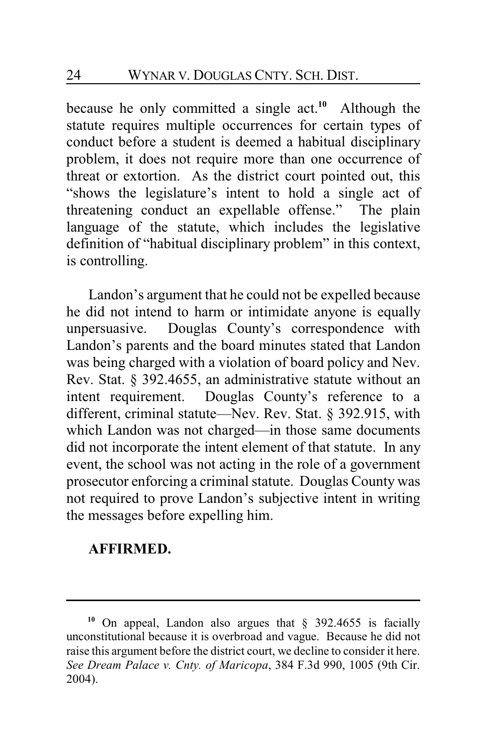because he only committed a single act.[10] Although the statute requires multiple occurrences for certain types of conduct before a student is deemed a habitual disciplinary problem, it does not require more than one occurrence of threat or extortion. As the district court pointed out, this "shows the legislature's intent to hold a single act of threatening conduct an expellable offense." The plain language of the statute, which includes the legislative definition of "habitual disciplinary problem" in this context, is controlling.

Landon's argument that he could not be expelled because he did not intend to harm or intimidate anyone is equally unpersuasive. Douglas County's correspondence with Landon's parents and the board minutes stated that Landon was being charged with a violation of board policy and Nev. Rev. Stat. § 392.4655, an administrative statute without an intent requirement. Douglas County's reference to a different, criminal statute—Nev. Rev. Stat. § 392.915, with which Landon was not charged—in those same documents did not incorporate the intent element of that statute. In any event, the school was not acting in the role of a government prosecutor enforcing a criminal statute. Douglas County was not required to prove Landon's subjective intent in writing the messages before expelling him.

**AFFIRMED.**

---

[10] On appeal, Landon also argues that § 392.4655 is facially unconstitutional because it is overbroad and vague. Because he did not raise this argument before the district court, we decline to consider it here. *See Dream Palace v. Cnty. of Maricopa*, 384 F.3d 990, 1005 (9th Cir. 2004).